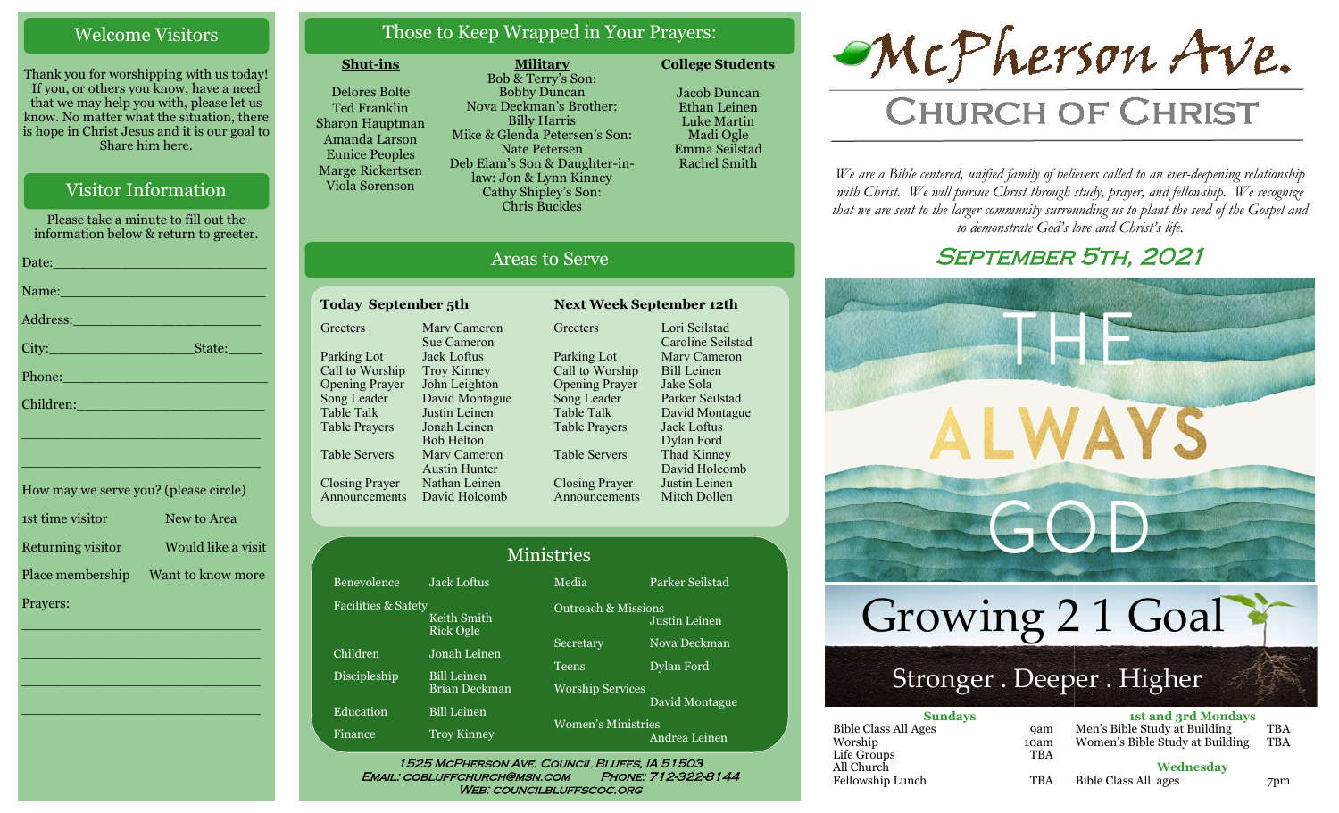## Welcome Visitors

Thank you for worshipping with us today! If you, or others you know, have a need that we may help you with, please let us know. No matter what the situation, there is hope in Christ Jesus and it is our goal to Share him here.

## Visitor Information

Please take a minute to fill out the information below & return to greeter.

Date:\_\_\_\_\_\_\_\_\_\_\_\_\_\_\_\_\_\_\_\_\_\_\_\_\_\_

Name:\_\_\_\_\_\_\_\_\_\_\_\_\_\_\_\_\_\_\_\_\_\_\_\_\_\_

Address:\_\_\_\_\_\_\_\_\_\_\_\_\_\_\_\_\_\_\_\_\_\_\_\_

City:\_\_\_\_\_\_\_\_\_\_\_\_\_\_\_\_\_\_State:\_\_\_\_\_

Phone:\_\_\_\_\_\_\_\_\_\_\_\_\_\_\_\_\_\_\_\_\_\_\_\_\_\_

Children:\_\_\_\_\_\_\_\_\_\_\_\_\_\_\_\_\_\_\_\_\_\_\_\_

\_\_\_\_\_\_\_\_\_\_\_\_\_\_\_\_\_\_\_\_\_\_\_\_\_\_\_\_\_\_\_\_

\_\_\_\_\_\_\_\_\_\_\_\_\_\_\_\_\_\_\_\_\_\_\_\_\_\_\_\_\_\_\_\_

How may we serve you? (please circle)

| | |
|---|---|
| 1st time visitor | New to Area |
| Returning visitor | Would like a visit |
| Place membership | Want to know more |

Prayers:

\_\_\_\_\_\_\_\_\_\_\_\_\_\_\_\_\_\_\_\_\_\_\_\_\_\_\_\_\_\_\_\_

\_\_\_\_\_\_\_\_\_\_\_\_\_\_\_\_\_\_\_\_\_\_\_\_\_\_\_\_\_\_\_\_

\_\_\_\_\_\_\_\_\_\_\_\_\_\_\_\_\_\_\_\_\_\_\_\_\_\_\_\_\_\_\_\_

\_\_\_\_\_\_\_\_\_\_\_\_\_\_\_\_\_\_\_\_\_\_\_\_\_\_\_\_\_\_\_\_

## Those to Keep Wrapped in Your Prayers:

**Shut-ins**

- Delores Bolte
- Ted Franklin
- Sharon Hauptman
- Amanda Larson
- Eunice Peoples
- Marge Rickertsen
- Viola Sorenson

**Military**

- Bob & Terry's Son: Bobby Duncan
- Nova Deckman's Brother: Billy Harris
- Mike & Glenda Petersen's Son: Nate Petersen
- Deb Elam's Son & Daughter-in-law: Jon & Lynn Kinney
- Cathy Shipley's Son: Chris Buckles

**College Students**

- Jacob Duncan
- Ethan Leinen
- Luke Martin
- Madi Ogle
- Emma Seilstad
- Rachel Smith

## Areas to Serve

**Today September 5th**

| | |
|---|---|
| Greeters | Marv Cameron, Sue Cameron |
| Parking Lot | Jack Loftus |
| Call to Worship | Troy Kinney |
| Opening Prayer | John Leighton |
| Song Leader | David Montague |
| Table Talk | Justin Leinen |
| Table Prayers | Jonah Leinen, Bob Helton |
| Table Servers | Marv Cameron, Austin Hunter |
| Closing Prayer | Nathan Leinen |
| Announcements | David Holcomb |

**Next Week September 12th**

| | |
|---|---|
| Greeters | Lori Seilstad, Caroline Seilstad |
| Parking Lot | Marv Cameron |
| Call to Worship | Bill Leinen |
| Opening Prayer | Jake Sola |
| Song Leader | Parker Seilstad |
| Table Talk | David Montague |
| Table Prayers | Jack Loftus, Dylan Ford |
| Table Servers | Thad Kinney, David Holcomb |
| Closing Prayer | Justin Leinen |
| Announcements | Mitch Dollen |

## Ministries

| | |
|---|---|
| Benevolence | Jack Loftus |
| Facilities & Safety | Keith Smith, Rick Ogle |
| Children | Jonah Leinen |
| Discipleship | Bill Leinen, Brian Deckman |
| Education | Bill Leinen |
| Finance | Troy Kinney |
| Media | Parker Seilstad |
| Outreach & Missions | Justin Leinen |
| Secretary | Nova Deckman |
| Teens | Dylan Ford |
| Worship Services | David Montague |
| Women's Ministries | Andrea Leinen |

1525 McPherson Ave. Council Bluffs, IA 51503
Email: cobluffchurch@msn.com Phone: 712-322-8144
Web: councilbluffscoc.org

# McPherson Ave.
# Church of Christ

*We are a Bible centered, unified family of believers called to an ever-deepening relationship with Christ. We will pursue Christ through study, prayer, and fellowship. We recognize that we are sent to the larger community surrounding us to plant the seed of the Gospel and to demonstrate God's love and Christ's life.*

## September 5th, 2021

THE ALWAYS GOD

Growing 2 1 Goal

Stronger . Deeper . Higher

**Sundays**

| | |
|---|---|
| Bible Class All Ages | 9am |
| Worship | 10am |
| Life Groups | TBA |
| All Church Fellowship Lunch | TBA |

**1st and 3rd Mondays**

| | |
|---|---|
| Men's Bible Study at Building | TBA |
| Women's Bible Study at Building | TBA |

**Wednesday**

| | |
|---|---|
| Bible Class All ages | 7pm |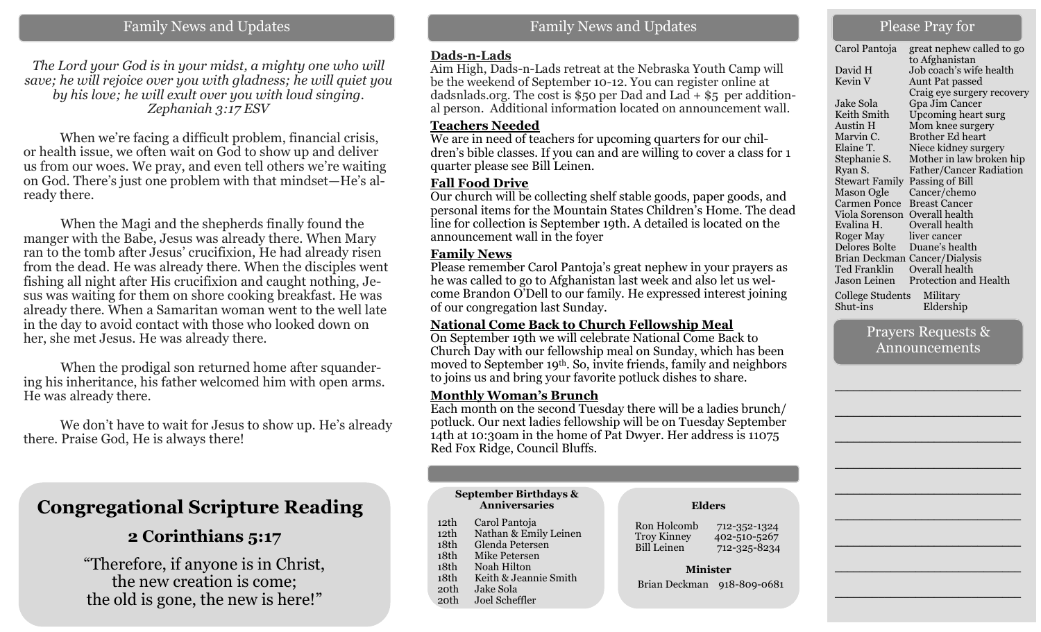## Family News and Updates

*The Lord your God is in your midst, a mighty one who will save; he will rejoice over you with gladness; he will quiet you by his love; he will exult over you with loud singing. Zephaniah 3:17 ESV*

When we're facing a difficult problem, financial crisis, or health issue, we often wait on God to show up and deliver us from our woes. We pray, and even tell others we're waiting on God. There's just one problem with that mindset—He's already there.

When the Magi and the shepherds finally found the manger with the Babe, Jesus was already there. When Mary ran to the tomb after Jesus' crucifixion, He had already risen from the dead. He was already there. When the disciples went fishing all night after His crucifixion and caught nothing, Jesus was waiting for them on shore cooking breakfast. He was already there. When a Samaritan woman went to the well late in the day to avoid contact with those who looked down on her, she met Jesus. He was already there.

When the prodigal son returned home after squandering his inheritance, his father welcomed him with open arms. He was already there.

We don't have to wait for Jesus to show up. He's already there. Praise God, He is always there!

# Congregational Scripture Reading

## 2 Corinthians 5:17

"Therefore, if anyone is in Christ,
the new creation is come;
the old is gone, the new is here!"

## Family News and Updates

**Dads-n-Lads**

Aim High, Dads-n-Lads retreat at the Nebraska Youth Camp will be the weekend of September 10-12. You can register online at dadsnlads.org. The cost is $50 per Dad and Lad + $5 per additional person. Additional information located on announcement wall.

**Teachers Needed**

We are in need of teachers for upcoming quarters for our children's bible classes. If you can and are willing to cover a class for 1 quarter please see Bill Leinen.

**Fall Food Drive**

Our church will be collecting shelf stable goods, paper goods, and personal items for the Mountain States Children's Home. The dead line for collection is September 19th. A detailed is located on the announcement wall in the foyer

**Family News**

Please remember Carol Pantoja's great nephew in your prayers as he was called to go to Afghanistan last week and also let us welcome Brandon O'Dell to our family. He expressed interest joining of our congregation last Sunday.

**National Come Back to Church Fellowship Meal**

On September 19th we will celebrate National Come Back to Church Day with our fellowship meal on Sunday, which has been moved to September 19th. So, invite friends, family and neighbors to joins us and bring your favorite potluck dishes to share.

**Monthly Woman's Brunch**

Each month on the second Tuesday there will be a ladies brunch/ potluck. Our next ladies fellowship will be on Tuesday September 14th at 10:30am in the home of Pat Dwyer. Her address is 11075 Red Fox Ridge, Council Bluffs.

### September Birthdays & Anniversaries

| | |
|---|---|
| 12th | Carol Pantoja |
| 12th | Nathan & Emily Leinen |
| 18th | Glenda Petersen |
| 18th | Mike Petersen |
| 18th | Noah Hilton |
| 18th | Keith & Jeannie Smith |
| 20th | Jake Sola |
| 20th | Joel Scheffler |

### Elders

| | |
|---|---|
| Ron Holcomb | 712-352-1324 |
| Troy Kinney | 402-510-5267 |
| Bill Leinen | 712-325-8234 |

### Minister

Brian Deckman 918-809-0681

## Please Pray for

| | |
|---|---|
| Carol Pantoja | great nephew called to go to Afghanistan |
| David H | Job coach's wife health |
| Kevin V | Aunt Pat passed |
| | Craig eye surgery recovery |
| Jake Sola | Gpa Jim Cancer |
| Keith Smith | Upcoming heart surg |
| Austin H | Mom knee surgery |
| Marvin C. | Brother Ed heart |
| Elaine T. | Niece kidney surgery |
| Stephanie S. | Mother in law broken hip |
| Ryan S. | Father/Cancer Radiation |
| Stewart Family | Passing of Bill |
| Mason Ogle | Cancer/chemo |
| Carmen Ponce | Breast Cancer |
| Viola Sorenson | Overall health |
| Evalina H. | Overall health |
| Roger May | liver cancer |
| Delores Bolte | Duane's health |
| Brian Deckman | Cancer/Dialysis |
| Ted Franklin | Overall health |
| Jason Leinen | Protection and Health |

College Students — Military
Shut-ins — Eldership

## Prayers Requests & Announcements

\_\_\_\_\_\_\_\_\_\_\_\_\_\_\_\_\_\_\_\_

\_\_\_\_\_\_\_\_\_\_\_\_\_\_\_\_\_\_\_\_

\_\_\_\_\_\_\_\_\_\_\_\_\_\_\_\_\_\_\_\_

\_\_\_\_\_\_\_\_\_\_\_\_\_\_\_\_\_\_\_\_

\_\_\_\_\_\_\_\_\_\_\_\_\_\_\_\_\_\_\_\_

\_\_\_\_\_\_\_\_\_\_\_\_\_\_\_\_\_\_\_\_

\_\_\_\_\_\_\_\_\_\_\_\_\_\_\_\_\_\_\_\_

\_\_\_\_\_\_\_\_\_\_\_\_\_\_\_\_\_\_\_\_

\_\_\_\_\_\_\_\_\_\_\_\_\_\_\_\_\_\_\_\_